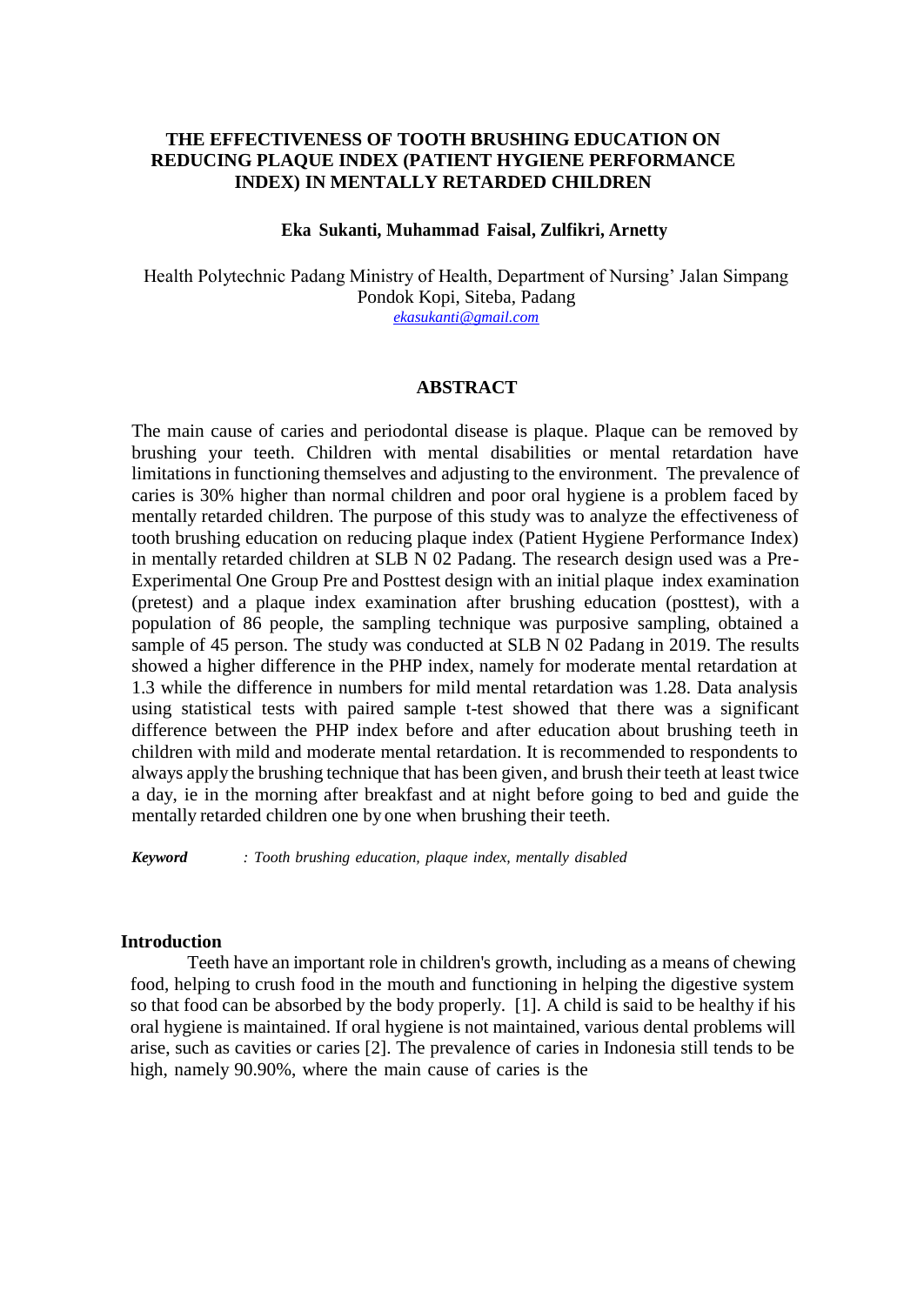# THE EFFECTIVENESS OF TOOTH BRUSHING EDUCATION ON REDUCING PLAQUE INDEX (PATIENT HYGIENE PERFORMANCE INDEX) IN MENTALLY RETARDED CHILDREN

**Eka Sukanti, Muhammad Faisal, Zulfikri, Arnetty**

Health Polytechnic Padang Ministry of Health, Department of Nursing' Jalan Simpang Pondok Kopi, Siteba, Padang
ekasukanti@gmail.com

## ABSTRACT

The main cause of caries and periodontal disease is plaque. Plaque can be removed by brushing your teeth. Children with mental disabilities or mental retardation have limitations in functioning themselves and adjusting to the environment. The prevalence of caries is 30% higher than normal children and poor oral hygiene is a problem faced by mentally retarded children. The purpose of this study was to analyze the effectiveness of tooth brushing education on reducing plaque index (Patient Hygiene Performance Index) in mentally retarded children at SLB N 02 Padang. The research design used was a Pre-Experimental One Group Pre and Posttest design with an initial plaque index examination (pretest) and a plaque index examination after brushing education (posttest), with a population of 86 people, the sampling technique was purposive sampling, obtained a sample of 45 person. The study was conducted at SLB N 02 Padang in 2019. The results showed a higher difference in the PHP index, namely for moderate mental retardation at 1.3 while the difference in numbers for mild mental retardation was 1.28. Data analysis using statistical tests with paired sample t-test showed that there was a significant difference between the PHP index before and after education about brushing teeth in children with mild and moderate mental retardation. It is recommended to respondents to always apply the brushing technique that has been given, and brush their teeth at least twice a day, ie in the morning after breakfast and at night before going to bed and guide the mentally retarded children one by one when brushing their teeth.

***Keyword*** *: Tooth brushing education, plaque index, mentally disabled*

## Introduction

Teeth have an important role in children's growth, including as a means of chewing food, helping to crush food in the mouth and functioning in helping the digestive system so that food can be absorbed by the body properly. [1]. A child is said to be healthy if his oral hygiene is maintained. If oral hygiene is not maintained, various dental problems will arise, such as cavities or caries [2]. The prevalence of caries in Indonesia still tends to be high, namely 90.90%, where the main cause of caries is the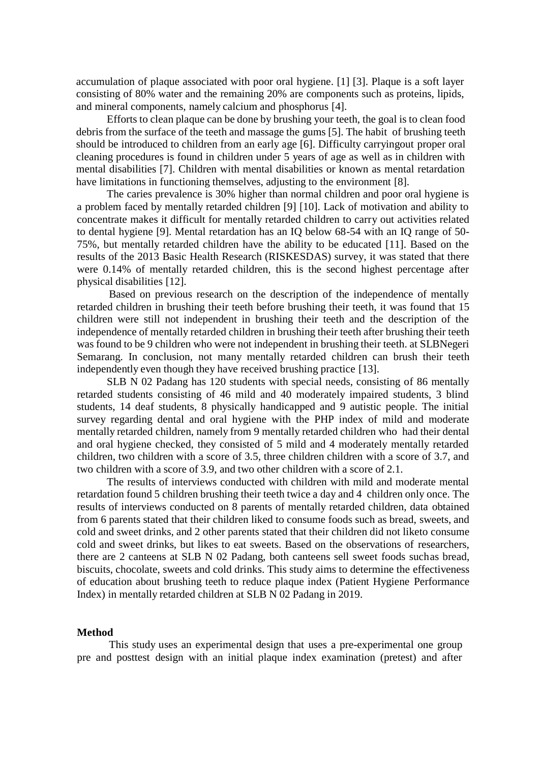accumulation of plaque associated with poor oral hygiene. [1] [3]. Plaque is a soft layer consisting of 80% water and the remaining 20% are components such as proteins, lipids, and mineral components, namely calcium and phosphorus [4].

Efforts to clean plaque can be done by brushing your teeth, the goal is to clean food debris from the surface of the teeth and massage the gums [5]. The habit of brushing teeth should be introduced to children from an early age [6]. Difficulty carryingout proper oral cleaning procedures is found in children under 5 years of age as well as in children with mental disabilities [7]. Children with mental disabilities or known as mental retardation have limitations in functioning themselves, adjusting to the environment [8].

The caries prevalence is 30% higher than normal children and poor oral hygiene is a problem faced by mentally retarded children [9] [10]. Lack of motivation and ability to concentrate makes it difficult for mentally retarded children to carry out activities related to dental hygiene [9]. Mental retardation has an IQ below 68-54 with an IQ range of 50-75%, but mentally retarded children have the ability to be educated [11]. Based on the results of the 2013 Basic Health Research (RISKESDAS) survey, it was stated that there were 0.14% of mentally retarded children, this is the second highest percentage after physical disabilities [12].

Based on previous research on the description of the independence of mentally retarded children in brushing their teeth before brushing their teeth, it was found that 15 children were still not independent in brushing their teeth and the description of the independence of mentally retarded children in brushing their teeth after brushing their teeth was found to be 9 children who were not independent in brushing their teeth. at SLBNegeri Semarang. In conclusion, not many mentally retarded children can brush their teeth independently even though they have received brushing practice [13].

SLB N 02 Padang has 120 students with special needs, consisting of 86 mentally retarded students consisting of 46 mild and 40 moderately impaired students, 3 blind students, 14 deaf students, 8 physically handicapped and 9 autistic people. The initial survey regarding dental and oral hygiene with the PHP index of mild and moderate mentally retarded children, namely from 9 mentally retarded children who had their dental and oral hygiene checked, they consisted of 5 mild and 4 moderately mentally retarded children, two children with a score of 3.5, three children children with a score of 3.7, and two children with a score of 3.9, and two other children with a score of 2.1.

The results of interviews conducted with children with mild and moderate mental retardation found 5 children brushing their teeth twice a day and 4 children only once. The results of interviews conducted on 8 parents of mentally retarded children, data obtained from 6 parents stated that their children liked to consume foods such as bread, sweets, and cold and sweet drinks, and 2 other parents stated that their children did not liketo consume cold and sweet drinks, but likes to eat sweets. Based on the observations of researchers, there are 2 canteens at SLB N 02 Padang, both canteens sell sweet foods suchas bread, biscuits, chocolate, sweets and cold drinks. This study aims to determine the effectiveness of education about brushing teeth to reduce plaque index (Patient Hygiene Performance Index) in mentally retarded children at SLB N 02 Padang in 2019.

## Method

This study uses an experimental design that uses a pre-experimental one group pre and posttest design with an initial plaque index examination (pretest) and after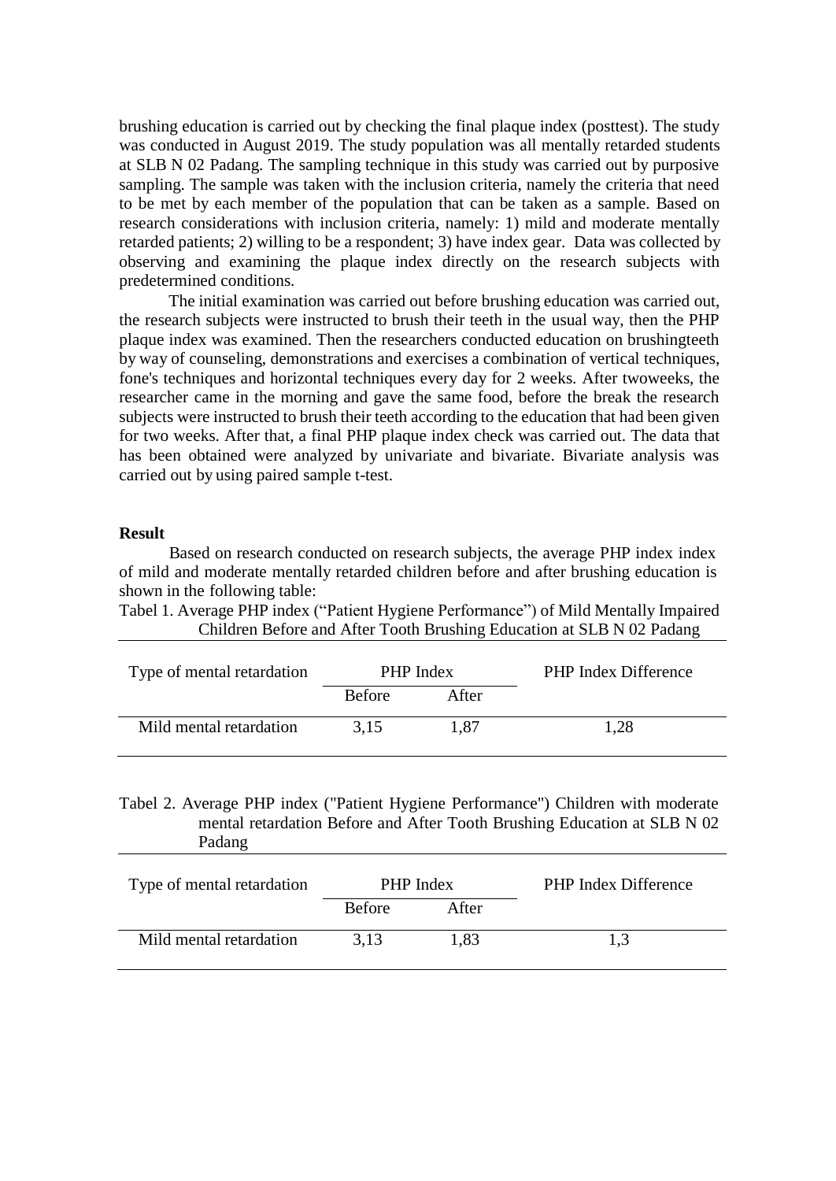brushing education is carried out by checking the final plaque index (posttest). The study was conducted in August 2019. The study population was all mentally retarded students at SLB N 02 Padang. The sampling technique in this study was carried out by purposive sampling. The sample was taken with the inclusion criteria, namely the criteria that need to be met by each member of the population that can be taken as a sample. Based on research considerations with inclusion criteria, namely: 1) mild and moderate mentally retarded patients; 2) willing to be a respondent; 3) have index gear. Data was collected by observing and examining the plaque index directly on the research subjects with predetermined conditions.

The initial examination was carried out before brushing education was carried out, the research subjects were instructed to brush their teeth in the usual way, then the PHP plaque index was examined. Then the researchers conducted education on brushingteeth by way of counseling, demonstrations and exercises a combination of vertical techniques, fone's techniques and horizontal techniques every day for 2 weeks. After twoweeks, the researcher came in the morning and gave the same food, before the break the research subjects were instructed to brush their teeth according to the education that had been given for two weeks. After that, a final PHP plaque index check was carried out. The data that has been obtained were analyzed by univariate and bivariate. Bivariate analysis was carried out by using paired sample t-test.

**Result**

Based on research conducted on research subjects, the average PHP index index of mild and moderate mentally retarded children before and after brushing education is shown in the following table:

Tabel 1. Average PHP index ("Patient Hygiene Performance") of Mild Mentally Impaired Children Before and After Tooth Brushing Education at SLB N 02 Padang

| Type of mental retardation | PHP Index | | PHP Index Difference |
|---|---|---|---|
| | Before | After | |
| Mild mental retardation | 3,15 | 1,87 | 1,28 |

Tabel 2. Average PHP index ("Patient Hygiene Performance") Children with moderate mental retardation Before and After Tooth Brushing Education at SLB N 02 Padang

| Type of mental retardation | PHP Index | | PHP Index Difference |
|---|---|---|---|
| | Before | After | |
| Mild mental retardation | 3,13 | 1,83 | 1,3 |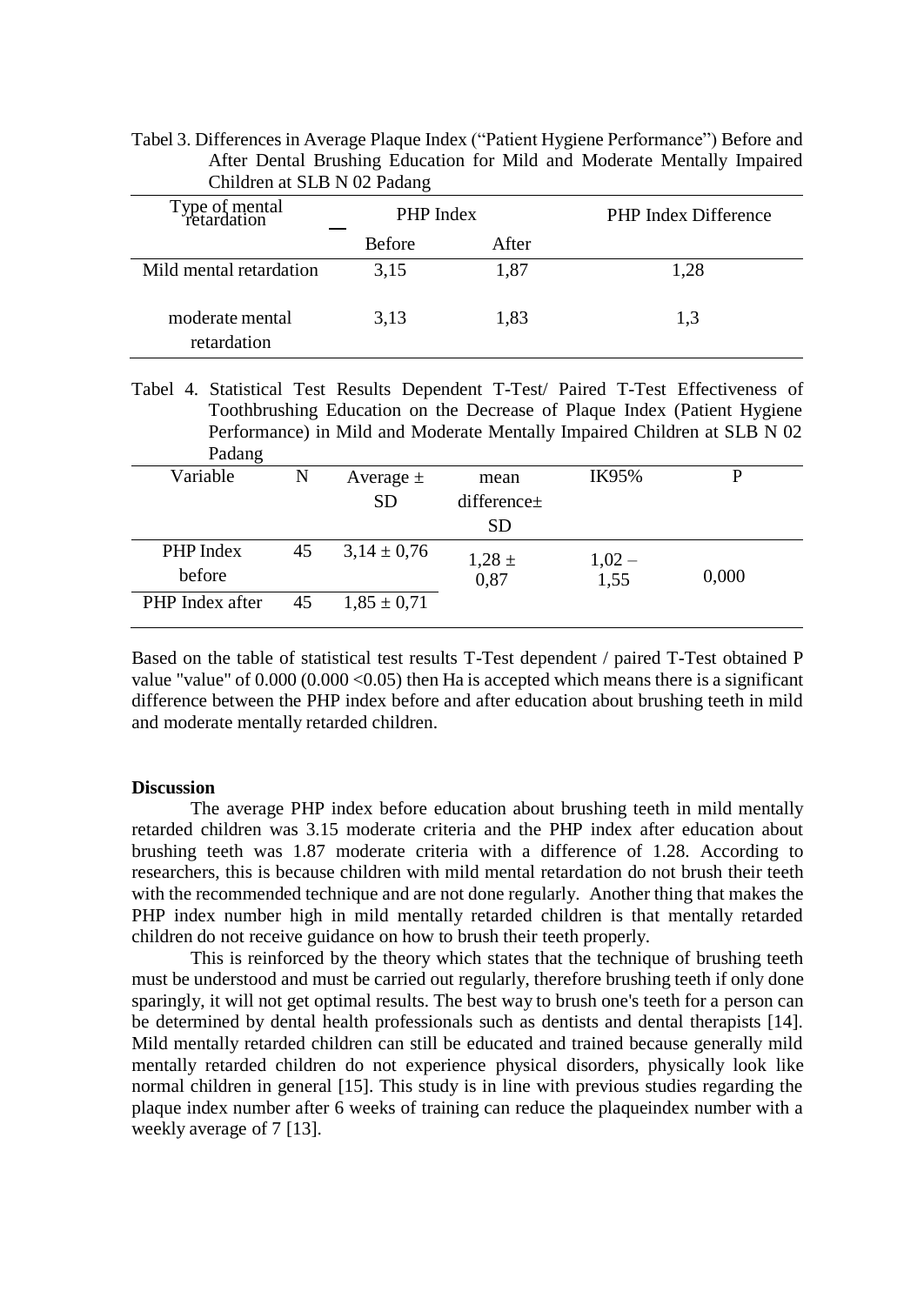Tabel 3. Differences in Average Plaque Index ("Patient Hygiene Performance") Before and After Dental Brushing Education for Mild and Moderate Mentally Impaired Children at SLB N 02 Padang

| Type of mental retardation | PHP Index | | PHP Index Difference |
|---|---|---|---|
| | Before | After | |
| Mild mental retardation | 3,15 | 1,87 | 1,28 |
| moderate mental retardation | 3,13 | 1,83 | 1,3 |

Tabel 4. Statistical Test Results Dependent T-Test/ Paired T-Test Effectiveness of Toothbrushing Education on the Decrease of Plaque Index (Patient Hygiene Performance) in Mild and Moderate Mentally Impaired Children at SLB N 02 Padang

| Variable | N | Average ± SD | mean difference± SD | IK95% | P |
|---|---|---|---|---|---|
| PHP Index before | 45 | 3,14 ± 0,76 | 1,28 ± 0,87 | 1,02 – 1,55 | 0,000 |
| PHP Index after | 45 | 1,85 ± 0,71 | | | |

Based on the table of statistical test results T-Test dependent / paired T-Test obtained P value "value" of 0.000 (0.000 <0.05) then Ha is accepted which means there is a significant difference between the PHP index before and after education about brushing teeth in mild and moderate mentally retarded children.

**Discussion**

The average PHP index before education about brushing teeth in mild mentally retarded children was 3.15 moderate criteria and the PHP index after education about brushing teeth was 1.87 moderate criteria with a difference of 1.28. According to researchers, this is because children with mild mental retardation do not brush their teeth with the recommended technique and are not done regularly. Another thing that makes the PHP index number high in mild mentally retarded children is that mentally retarded children do not receive guidance on how to brush their teeth properly.

This is reinforced by the theory which states that the technique of brushing teeth must be understood and must be carried out regularly, therefore brushing teeth if only done sparingly, it will not get optimal results. The best way to brush one's teeth for a person can be determined by dental health professionals such as dentists and dental therapists [14]. Mild mentally retarded children can still be educated and trained because generally mild mentally retarded children do not experience physical disorders, physically look like normal children in general [15]. This study is in line with previous studies regarding the plaque index number after 6 weeks of training can reduce the plaqueindex number with a weekly average of 7 [13].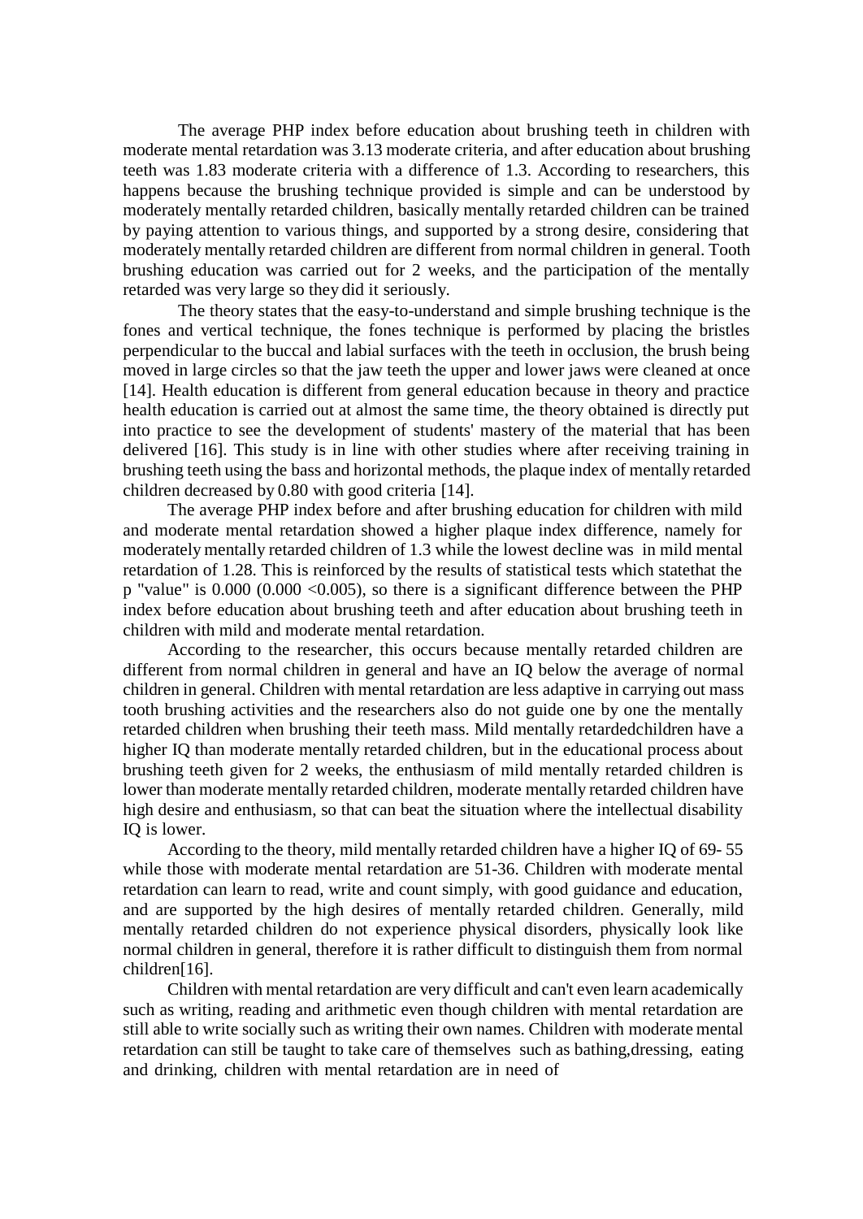The average PHP index before education about brushing teeth in children with moderate mental retardation was 3.13 moderate criteria, and after education about brushing teeth was 1.83 moderate criteria with a difference of 1.3. According to researchers, this happens because the brushing technique provided is simple and can be understood by moderately mentally retarded children, basically mentally retarded children can be trained by paying attention to various things, and supported by a strong desire, considering that moderately mentally retarded children are different from normal children in general. Tooth brushing education was carried out for 2 weeks, and the participation of the mentally retarded was very large so they did it seriously.

The theory states that the easy-to-understand and simple brushing technique is the fones and vertical technique, the fones technique is performed by placing the bristles perpendicular to the buccal and labial surfaces with the teeth in occlusion, the brush being moved in large circles so that the jaw teeth the upper and lower jaws were cleaned at once [14]. Health education is different from general education because in theory and practice health education is carried out at almost the same time, the theory obtained is directly put into practice to see the development of students' mastery of the material that has been delivered [16]. This study is in line with other studies where after receiving training in brushing teeth using the bass and horizontal methods, the plaque index of mentally retarded children decreased by 0.80 with good criteria [14].

The average PHP index before and after brushing education for children with mild and moderate mental retardation showed a higher plaque index difference, namely for moderately mentally retarded children of 1.3 while the lowest decline was in mild mental retardation of 1.28. This is reinforced by the results of statistical tests which statethat the p "value" is 0.000 ($0.000 < 0.005$), so there is a significant difference between the PHP index before education about brushing teeth and after education about brushing teeth in children with mild and moderate mental retardation.

According to the researcher, this occurs because mentally retarded children are different from normal children in general and have an IQ below the average of normal children in general. Children with mental retardation are less adaptive in carrying out mass tooth brushing activities and the researchers also do not guide one by one the mentally retarded children when brushing their teeth mass. Mild mentally retardedchildren have a higher IQ than moderate mentally retarded children, but in the educational process about brushing teeth given for 2 weeks, the enthusiasm of mild mentally retarded children is lower than moderate mentally retarded children, moderate mentally retarded children have high desire and enthusiasm, so that can beat the situation where the intellectual disability IQ is lower.

According to the theory, mild mentally retarded children have a higher IQ of 69- 55 while those with moderate mental retardation are 51-36. Children with moderate mental retardation can learn to read, write and count simply, with good guidance and education, and are supported by the high desires of mentally retarded children. Generally, mild mentally retarded children do not experience physical disorders, physically look like normal children in general, therefore it is rather difficult to distinguish them from normal children[16].

Children with mental retardation are very difficult and can't even learn academically such as writing, reading and arithmetic even though children with mental retardation are still able to write socially such as writing their own names. Children with moderate mental retardation can still be taught to take care of themselves such as bathing,dressing, eating and drinking, children with mental retardation are in need of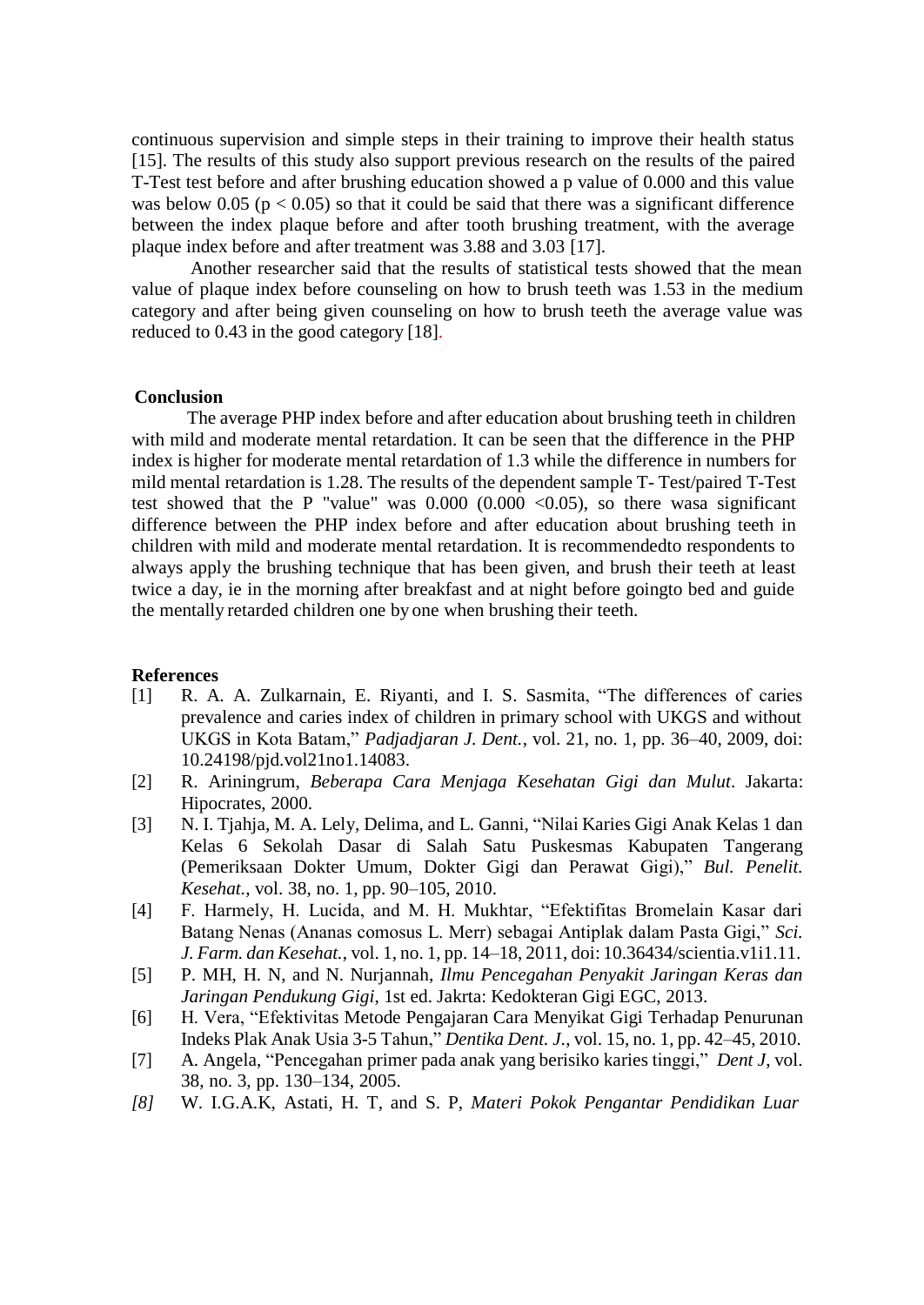continuous supervision and simple steps in their training to improve their health status [15]. The results of this study also support previous research on the results of the paired T-Test test before and after brushing education showed a p value of 0.000 and this value was below 0.05 ($p < 0.05$) so that it could be said that there was a significant difference between the index plaque before and after tooth brushing treatment, with the average plaque index before and after treatment was 3.88 and 3.03 [17].

Another researcher said that the results of statistical tests showed that the mean value of plaque index before counseling on how to brush teeth was 1.53 in the medium category and after being given counseling on how to brush teeth the average value was reduced to 0.43 in the good category [18].

## Conclusion

The average PHP index before and after education about brushing teeth in children with mild and moderate mental retardation. It can be seen that the difference in the PHP index is higher for moderate mental retardation of 1.3 while the difference in numbers for mild mental retardation is 1.28. The results of the dependent sample T- Test/paired T-Test test showed that the P "value" was 0.000 (0.000 <0.05), so there wasa significant difference between the PHP index before and after education about brushing teeth in children with mild and moderate mental retardation. It is recommendedto respondents to always apply the brushing technique that has been given, and brush their teeth at least twice a day, ie in the morning after breakfast and at night before goingto bed and guide the mentally retarded children one by one when brushing their teeth.

## References

[1] R. A. A. Zulkarnain, E. Riyanti, and I. S. Sasmita, "The differences of caries prevalence and caries index of children in primary school with UKGS and without UKGS in Kota Batam," *Padjadjaran J. Dent.*, vol. 21, no. 1, pp. 36–40, 2009, doi: 10.24198/pjd.vol21no1.14083.

[2] R. Ariningrum, *Beberapa Cara Menjaga Kesehatan Gigi dan Mulut*. Jakarta: Hipocrates, 2000.

[3] N. I. Tjahja, M. A. Lely, Delima, and L. Ganni, "Nilai Karies Gigi Anak Kelas 1 dan Kelas 6 Sekolah Dasar di Salah Satu Puskesmas Kabupaten Tangerang (Pemeriksaan Dokter Umum, Dokter Gigi dan Perawat Gigi)," *Bul. Penelit. Kesehat.*, vol. 38, no. 1, pp. 90–105, 2010.

[4] F. Harmely, H. Lucida, and M. H. Mukhtar, "Efektifitas Bromelain Kasar dari Batang Nenas (Ananas comosus L. Merr) sebagai Antiplak dalam Pasta Gigi," *Sci. J. Farm. dan Kesehat.*, vol. 1, no. 1, pp. 14–18, 2011, doi: 10.36434/scientia.v1i1.11.

[5] P. MH, H. N, and N. Nurjannah, *Ilmu Pencegahan Penyakit Jaringan Keras dan Jaringan Pendukung Gigi*, 1st ed. Jakrta: Kedokteran Gigi EGC, 2013.

[6] H. Vera, "Efektivitas Metode Pengajaran Cara Menyikat Gigi Terhadap Penurunan Indeks Plak Anak Usia 3-5 Tahun," *Dentika Dent. J.*, vol. 15, no. 1, pp. 42–45, 2010.

[7] A. Angela, "Pencegahan primer pada anak yang berisiko karies tinggi," *Dent J*, vol. 38, no. 3, pp. 130–134, 2005.

*[8]* W. I.G.A.K, Astati, H. T, and S. P, *Materi Pokok Pengantar Pendidikan Luar*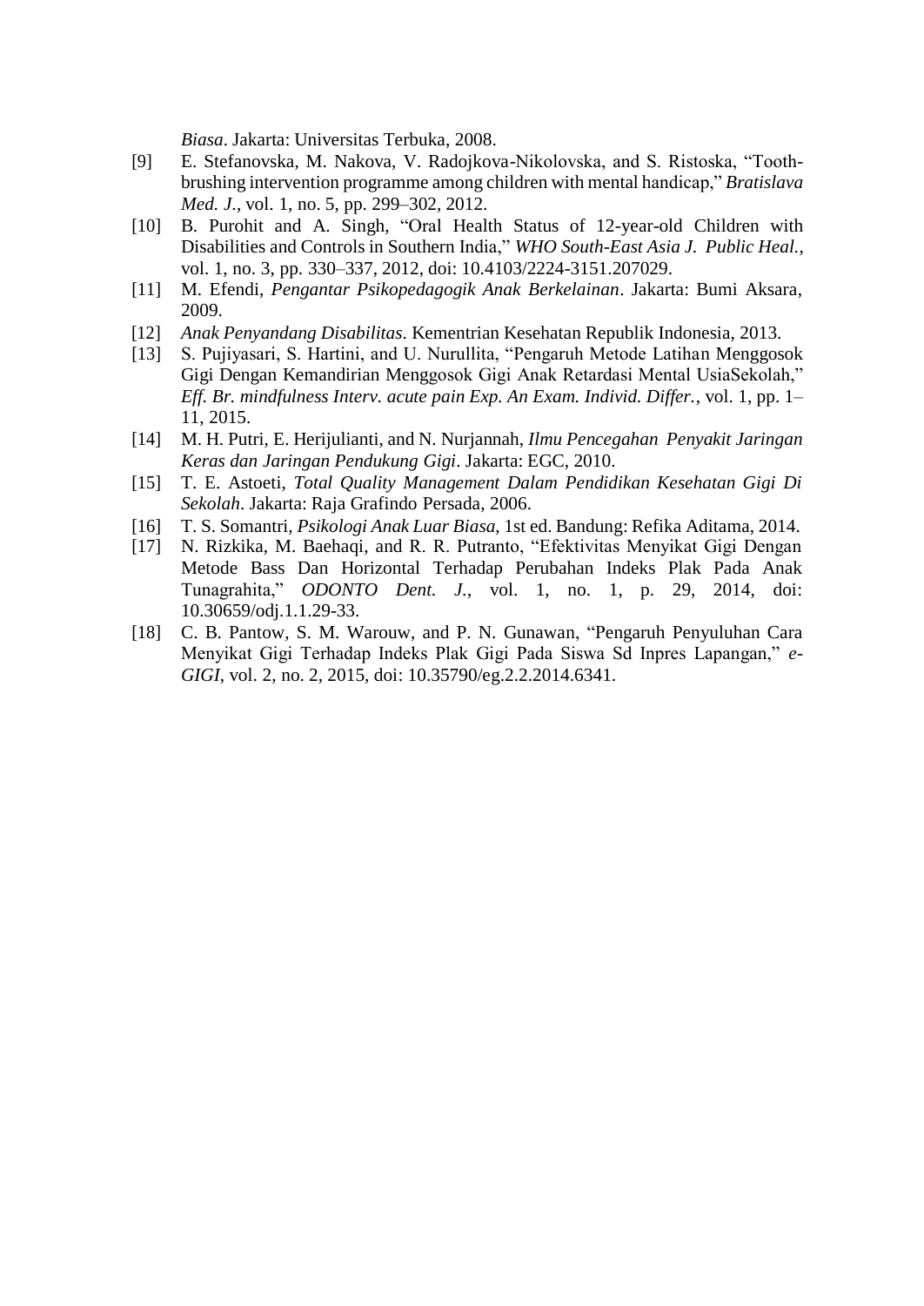*Biasa*. Jakarta: Universitas Terbuka, 2008.

[9] E. Stefanovska, M. Nakova, V. Radojkova-Nikolovska, and S. Ristoska, "Tooth-brushing intervention programme among children with mental handicap," *Bratislava Med. J.*, vol. 1, no. 5, pp. 299–302, 2012.

[10] B. Purohit and A. Singh, "Oral Health Status of 12-year-old Children with Disabilities and Controls in Southern India," *WHO South-East Asia J. Public Heal.*, vol. 1, no. 3, pp. 330–337, 2012, doi: 10.4103/2224-3151.207029.

[11] M. Efendi, *Pengantar Psikopedagogik Anak Berkelainan*. Jakarta: Bumi Aksara, 2009.

[12] *Anak Penyandang Disabilitas*. Kementrian Kesehatan Republik Indonesia, 2013.

[13] S. Pujiyasari, S. Hartini, and U. Nurullita, "Pengaruh Metode Latihan Menggosok Gigi Dengan Kemandirian Menggosok Gigi Anak Retardasi Mental UsiaSekolah," *Eff. Br. mindfulness Interv. acute pain Exp. An Exam. Individ. Differ.*, vol. 1, pp. 1–11, 2015.

[14] M. H. Putri, E. Herijulianti, and N. Nurjannah, *Ilmu Pencegahan Penyakit Jaringan Keras dan Jaringan Pendukung Gigi*. Jakarta: EGC, 2010.

[15] T. E. Astoeti, *Total Quality Management Dalam Pendidikan Kesehatan Gigi Di Sekolah*. Jakarta: Raja Grafindo Persada, 2006.

[16] T. S. Somantri, *Psikologi Anak Luar Biasa*, 1st ed. Bandung: Refika Aditama, 2014.

[17] N. Rizkika, M. Baehaqi, and R. R. Putranto, "Efektivitas Menyikat Gigi Dengan Metode Bass Dan Horizontal Terhadap Perubahan Indeks Plak Pada Anak Tunagrahita," *ODONTO Dent. J.*, vol. 1, no. 1, p. 29, 2014, doi: 10.30659/odj.1.1.29-33.

[18] C. B. Pantow, S. M. Warouw, and P. N. Gunawan, "Pengaruh Penyuluhan Cara Menyikat Gigi Terhadap Indeks Plak Gigi Pada Siswa Sd Inpres Lapangan," *e-GIGI*, vol. 2, no. 2, 2015, doi: 10.35790/eg.2.2.2014.6341.